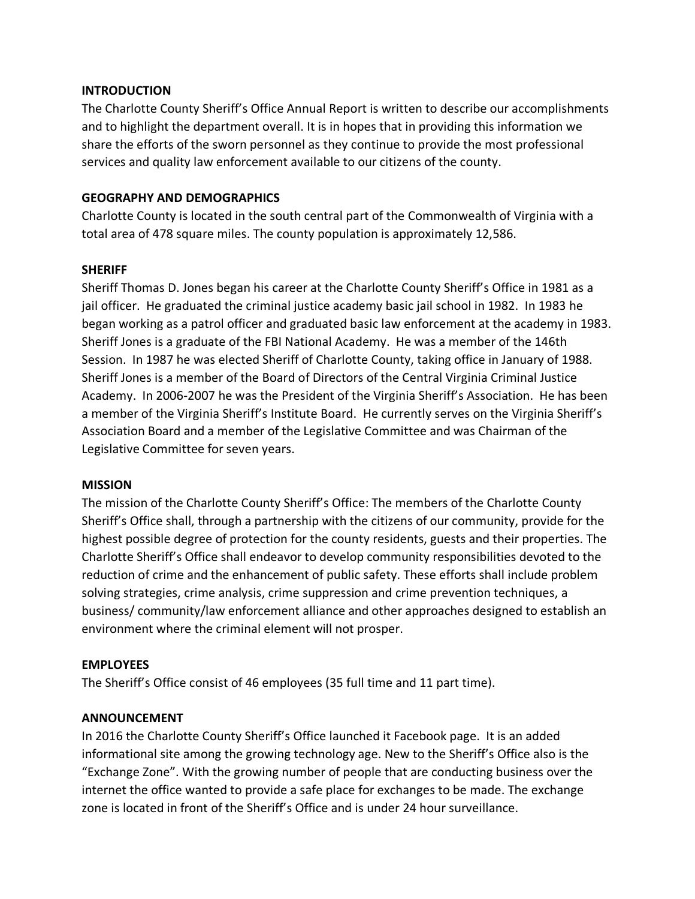## INTRODUCTION

The Charlotte County Sheriff's Office Annual Report is written to describe our accomplishments and to highlight the department overall. It is in hopes that in providing this information we share the efforts of the sworn personnel as they continue to provide the most professional services and quality law enforcement available to our citizens of the county.

## GEOGRAPHY AND DEMOGRAPHICS

Charlotte County is located in the south central part of the Commonwealth of Virginia with a total area of 478 square miles. The county population is approximately 12,586.

## SHERIFF

Sheriff Thomas D. Jones began his career at the Charlotte County Sheriff's Office in 1981 as a jail officer. He graduated the criminal justice academy basic jail school in 1982. In 1983 he began working as a patrol officer and graduated basic law enforcement at the academy in 1983. Sheriff Jones is a graduate of the FBI National Academy. He was a member of the 146th Session. In 1987 he was elected Sheriff of Charlotte County, taking office in January of 1988. Sheriff Jones is a member of the Board of Directors of the Central Virginia Criminal Justice Academy. In 2006-2007 he was the President of the Virginia Sheriff's Association. He has been a member of the Virginia Sheriff's Institute Board. He currently serves on the Virginia Sheriff's Association Board and a member of the Legislative Committee and was Chairman of the Legislative Committee for seven years.

## MISSION

The mission of the Charlotte County Sheriff's Office: The members of the Charlotte County Sheriff's Office shall, through a partnership with the citizens of our community, provide for the highest possible degree of protection for the county residents, guests and their properties. The Charlotte Sheriff's Office shall endeavor to develop community responsibilities devoted to the reduction of crime and the enhancement of public safety. These efforts shall include problem solving strategies, crime analysis, crime suppression and crime prevention techniques, a business/ community/law enforcement alliance and other approaches designed to establish an environment where the criminal element will not prosper.

## EMPLOYEES

The Sheriff's Office consist of 46 employees (35 full time and 11 part time).

## ANNOUNCEMENT

In 2016 the Charlotte County Sheriff's Office launched it Facebook page. It is an added informational site among the growing technology age. New to the Sheriff's Office also is the "Exchange Zone". With the growing number of people that are conducting business over the internet the office wanted to provide a safe place for exchanges to be made. The exchange zone is located in front of the Sheriff's Office and is under 24 hour surveillance.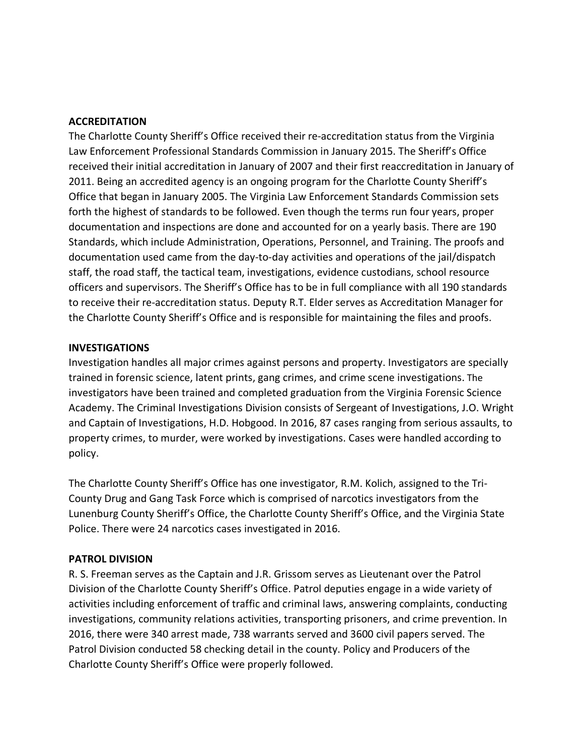## ACCREDITATION

The Charlotte County Sheriff's Office received their re-accreditation status from the Virginia Law Enforcement Professional Standards Commission in January 2015. The Sheriff's Office received their initial accreditation in January of 2007 and their first reaccreditation in January of 2011. Being an accredited agency is an ongoing program for the Charlotte County Sheriff's Office that began in January 2005. The Virginia Law Enforcement Standards Commission sets forth the highest of standards to be followed. Even though the terms run four years, proper documentation and inspections are done and accounted for on a yearly basis. There are 190 Standards, which include Administration, Operations, Personnel, and Training. The proofs and documentation used came from the day-to-day activities and operations of the jail/dispatch staff, the road staff, the tactical team, investigations, evidence custodians, school resource officers and supervisors. The Sheriff's Office has to be in full compliance with all 190 standards to receive their re-accreditation status. Deputy R.T. Elder serves as Accreditation Manager for the Charlotte County Sheriff's Office and is responsible for maintaining the files and proofs.

## INVESTIGATIONS

Investigation handles all major crimes against persons and property. Investigators are specially trained in forensic science, latent prints, gang crimes, and crime scene investigations. The investigators have been trained and completed graduation from the Virginia Forensic Science Academy. The Criminal Investigations Division consists of Sergeant of Investigations, J.O. Wright and Captain of Investigations, H.D. Hobgood. In 2016, 87 cases ranging from serious assaults, to property crimes, to murder, were worked by investigations. Cases were handled according to policy.

The Charlotte County Sheriff's Office has one investigator, R.M. Kolich, assigned to the Tri-County Drug and Gang Task Force which is comprised of narcotics investigators from the Lunenburg County Sheriff's Office, the Charlotte County Sheriff's Office, and the Virginia State Police. There were 24 narcotics cases investigated in 2016.

## PATROL DIVISION

R. S. Freeman serves as the Captain and J.R. Grissom serves as Lieutenant over the Patrol Division of the Charlotte County Sheriff's Office. Patrol deputies engage in a wide variety of activities including enforcement of traffic and criminal laws, answering complaints, conducting investigations, community relations activities, transporting prisoners, and crime prevention. In 2016, there were 340 arrest made, 738 warrants served and 3600 civil papers served. The Patrol Division conducted 58 checking detail in the county. Policy and Producers of the Charlotte County Sheriff's Office were properly followed.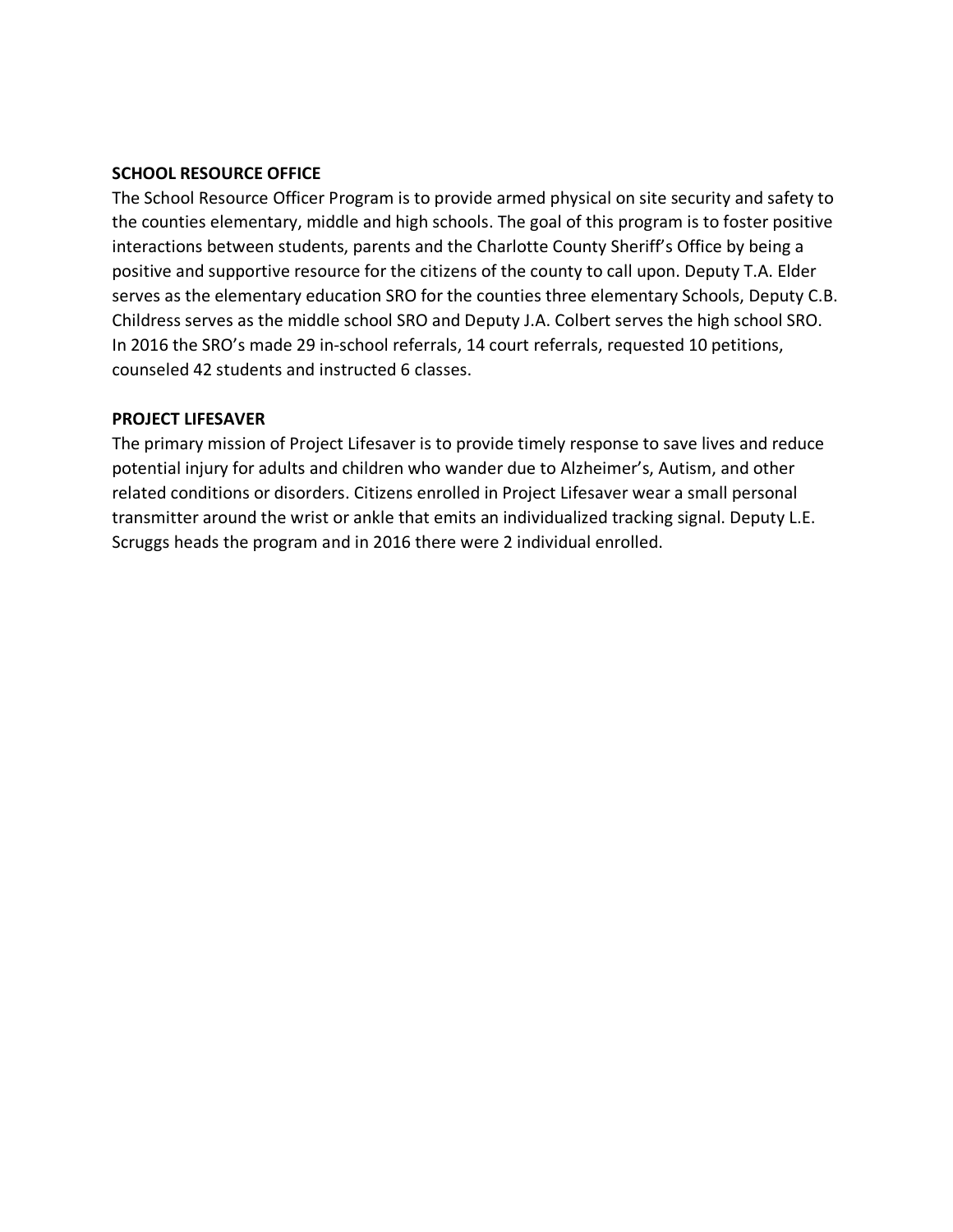**SCHOOL RESOURCE OFFICE**

The School Resource Officer Program is to provide armed physical on site security and safety to the counties elementary, middle and high schools. The goal of this program is to foster positive interactions between students, parents and the Charlotte County Sheriff's Office by being a positive and supportive resource for the citizens of the county to call upon. Deputy T.A. Elder serves as the elementary education SRO for the counties three elementary Schools, Deputy C.B. Childress serves as the middle school SRO and Deputy J.A. Colbert serves the high school SRO. In 2016 the SRO's made 29 in-school referrals, 14 court referrals, requested 10 petitions, counseled 42 students and instructed 6 classes.

**PROJECT LIFESAVER**

The primary mission of Project Lifesaver is to provide timely response to save lives and reduce potential injury for adults and children who wander due to Alzheimer's, Autism, and other related conditions or disorders. Citizens enrolled in Project Lifesaver wear a small personal transmitter around the wrist or ankle that emits an individualized tracking signal. Deputy L.E. Scruggs heads the program and in 2016 there were 2 individual enrolled.